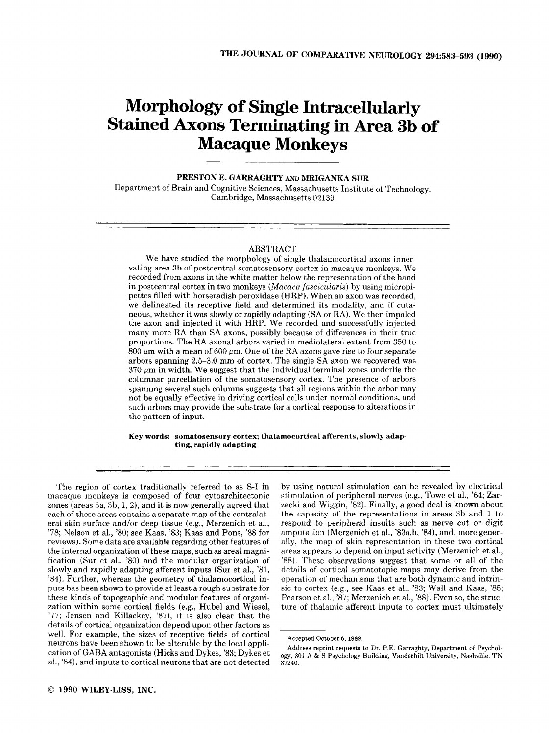# Morphology of Single Intracellularly Stained Axons Terminating in Area 3b of Macaque Monkeys

**PRESTON E. GARRAGHTY AND MRIGANKA SUR**

Department of Brain and Cognitive Sciences, Massachusetts Institute of Technology, Cambridge, Massachusetts 02139

## ABSTRACT

We have studied the morphology of single thalamocortical axons innervating area 3b of postcentral somatosensory cortex in macaque monkeys. We recorded from axons in the white matter below the representation of the hand in postcentral cortex in two monkeys (*Macaca fascicularis*) by using micropipettes filled with horseradish peroxidase (HRP). When an axon was recorded, we delineated its receptive field and determined its modality, and if cutaneous, whether it was slowly or rapidly adapting (SA or RA). We then impaled the axon and injected it with HRP. We recorded and successfully injected many more RA than SA axons, possibly because of differences in their true proportions. The RA axonal arbors varied in mediolateral extent from 350 to 800 μm with a mean of 600 μm. One of the RA axons gave rise to four separate arbors spanning 2.5–3.0 mm of cortex. The single SA axon we recovered was 370 μm in width. We suggest that the individual terminal zones underlie the columnar parcellation of the somatosensory cortex. The presence of arbors spanning several such columns suggests that all regions within the arbor may not be equally effective in driving cortical cells under normal conditions, and such arbors may provide the substrate for a cortical response to alterations in the pattern of input.

**Key words: somatosensory cortex; thalamocortical afferents, slowly adapting, rapidly adapting**

The region of cortex traditionally referred to as S-I in macaque monkeys is composed of four cytoarchitectonic zones (areas 3a, 3b, 1, 2), and it is now generally agreed that each of these areas contains a separate map of the contralateral skin surface and/or deep tissue (e.g., Merzenich et al., '78; Nelson et al., '80; see Kaas, '83; Kaas and Pons, '88 for reviews). Some data are available regarding other features of the internal organization of these maps, such as areal magnification (Sur et al., '80) and the modular organization of slowly and rapidly adapting afferent inputs (Sur et al., '81, '84). Further, whereas the geometry of thalamocortical inputs has been shown to provide at least a rough substrate for these kinds of topographic and modular features of organization within some cortical fields (e.g., Hubel and Wiesel, '77; Jensen and Killackey, '87), it is also clear that the details of cortical organization depend upon other factors as well. For example, the sizes of receptive fields of cortical neurons have been shown to be alterable by the local application of GABA antagonists (Hicks and Dykes, '83; Dykes et al., '84), and inputs to cortical neurons that are not detected by using natural stimulation can be revealed by electrical stimulation of peripheral nerves (e.g., Towe et al., '64; Zarzecki and Wiggin, '82). Finally, a good deal is known about the capacity of the representations in areas 3b and 1 to respond to peripheral insults such as nerve cut or digit amputation (Merzenich et al., '83a,b, '84), and, more generally, the map of skin representation in these two cortical areas appears to depend on input activity (Merzenich et al., '88). These observations suggest that some or all of the details of cortical somatotopic maps may derive from the operation of mechanisms that are both dynamic and intrinsic to cortex (e.g., see Kaas et al., '83; Wall and Kaas, '85; Pearson et al., '87; Merzenich et al., '88). Even so, the structure of thalamic afferent inputs to cortex must ultimately

Accepted October 6, 1989.

Address reprint requests to Dr. P.E. Garraghty, Department of Psychology, 301 A & S Psychology Building, Vanderbilt University, Nashville, TN 37240.

© 1990 WILEY-LISS, INC.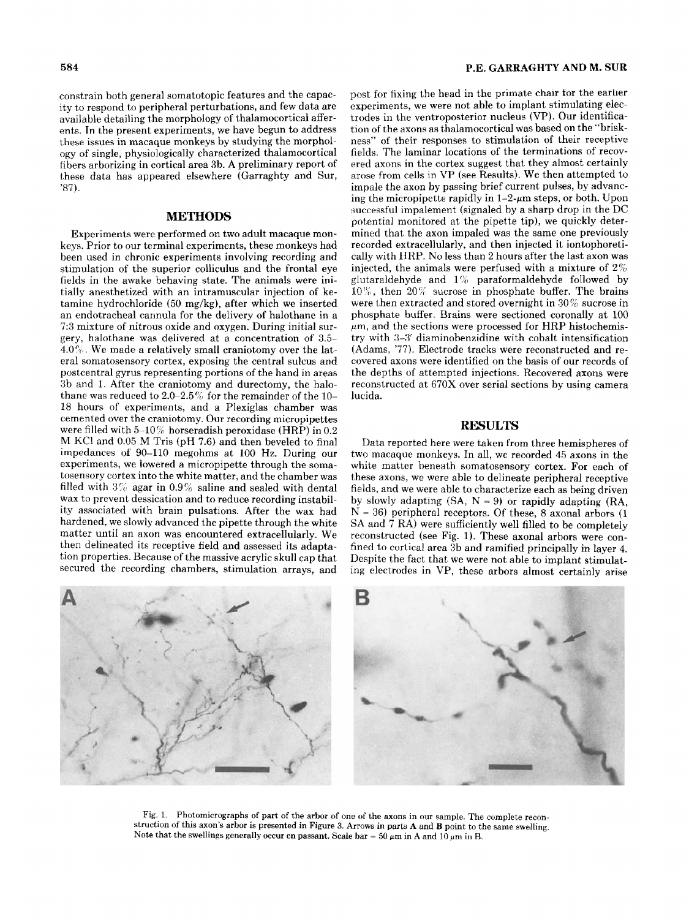constrain both general somatotopic features and the capacity to respond to peripheral perturbations, and few data are available detailing the morphology of thalamocortical afferents. In the present experiments, we have begun to address these issues in macaque monkeys by studying the morphology of single, physiologically characterized thalamocortical fibers arborizing in cortical area 3b. A preliminary report of these data has appeared elsewhere (Garraghty and Sur, '87).

## METHODS

Experiments were performed on two adult macaque monkeys. Prior to our terminal experiments, these monkeys had been used in chronic experiments involving recording and stimulation of the superior colliculus and the frontal eye fields in the awake behaving state. The animals were initially anesthetized with an intramuscular injection of ketamine hydrochloride (50 mg/kg), after which we inserted an endotracheal cannula for the delivery of halothane in a 7:3 mixture of nitrous oxide and oxygen. During initial surgery, halothane was delivered at a concentration of 3.5–4.0%. We made a relatively small craniotomy over the lateral somatosensory cortex, exposing the central sulcus and postcentral gyrus representing portions of the hand in areas 3b and 1. After the craniotomy and durectomy, the halothane was reduced to 2.0–2.5% for the remainder of the 10–18 hours of experiments, and a Plexiglas chamber was cemented over the craniotomy. Our recording micropipettes were filled with 5–10% horseradish peroxidase (HRP) in 0.2 M KCl and 0.05 M Tris (pH 7.6) and then beveled to final impedances of 90–110 megohms at 100 Hz. During our experiments, we lowered a micropipette through the somatosensory cortex into the white matter, and the chamber was filled with 3% agar in 0.9% saline and sealed with dental wax to prevent dessication and to reduce recording instability associated with brain pulsations. After the wax had hardened, we slowly advanced the pipette through the white matter until an axon was encountered extracellularly. We then delineated its receptive field and assessed its adaptation properties. Because of the massive acrylic skull cap that secured the recording chambers, stimulation arrays, and post for fixing the head in the primate chair for the earlier experiments, we were not able to implant stimulating electrodes in the ventroposterior nucleus (VP). Our identification of the axons as thalamocortical was based on the "briskness" of their responses to stimulation of their receptive fields. The laminar locations of the terminations of recovered axons in the cortex suggest that they almost certainly arose from cells in VP (see Results). We then attempted to impale the axon by passing brief current pulses, by advancing the micropipette rapidly in 1–2-$\mu$m steps, or both. Upon successful impalement (signaled by a sharp drop in the DC potential monitored at the pipette tip), we quickly determined that the axon impaled was the same one previously recorded extracellularly, and then injected it iontophoretically with HRP. No less than 2 hours after the last axon was injected, the animals were perfused with a mixture of 2% glutaraldehyde and 1% paraformaldehyde followed by 10%, then 20% sucrose in phosphate buffer. The brains were then extracted and stored overnight in 30% sucrose in phosphate buffer. Brains were sectioned coronally at 100 $\mu$m, and the sections were processed for HRP histochemistry with 3-3′ diaminobenzidine with cobalt intensification (Adams, '77). Electrode tracks were reconstructed and recovered axons were identified on the basis of our records of the depths of attempted injections. Recovered axons were reconstructed at 670X over serial sections by using camera lucida.

## RESULTS

Data reported here were taken from three hemispheres of two macaque monkeys. In all, we recorded 45 axons in the white matter beneath somatosensory cortex. For each of these axons, we were able to delineate peripheral receptive fields, and we were able to characterize each as being driven by slowly adapting (SA, N = 9) or rapidly adapting (RA, N = 36) peripheral receptors. Of these, 8 axonal arbors (1 SA and 7 RA) were sufficiently well filled to be completely reconstructed (see Fig. 1). These axonal arbors were confined to cortical area 3b and ramified principally in layer 4. Despite the fact that we were not able to implant stimulating electrodes in VP, these arbors almost certainly arise

Fig. 1. Photomicrographs of part of the arbor of one of the axons in our sample. The complete reconstruction of this axon's arbor is presented in Figure 3. Arrows in parts **A** and **B** point to the same swelling. Note that the swellings generally occur en passant. Scale bar = 50 $\mu$m in A and 10 $\mu$m in B.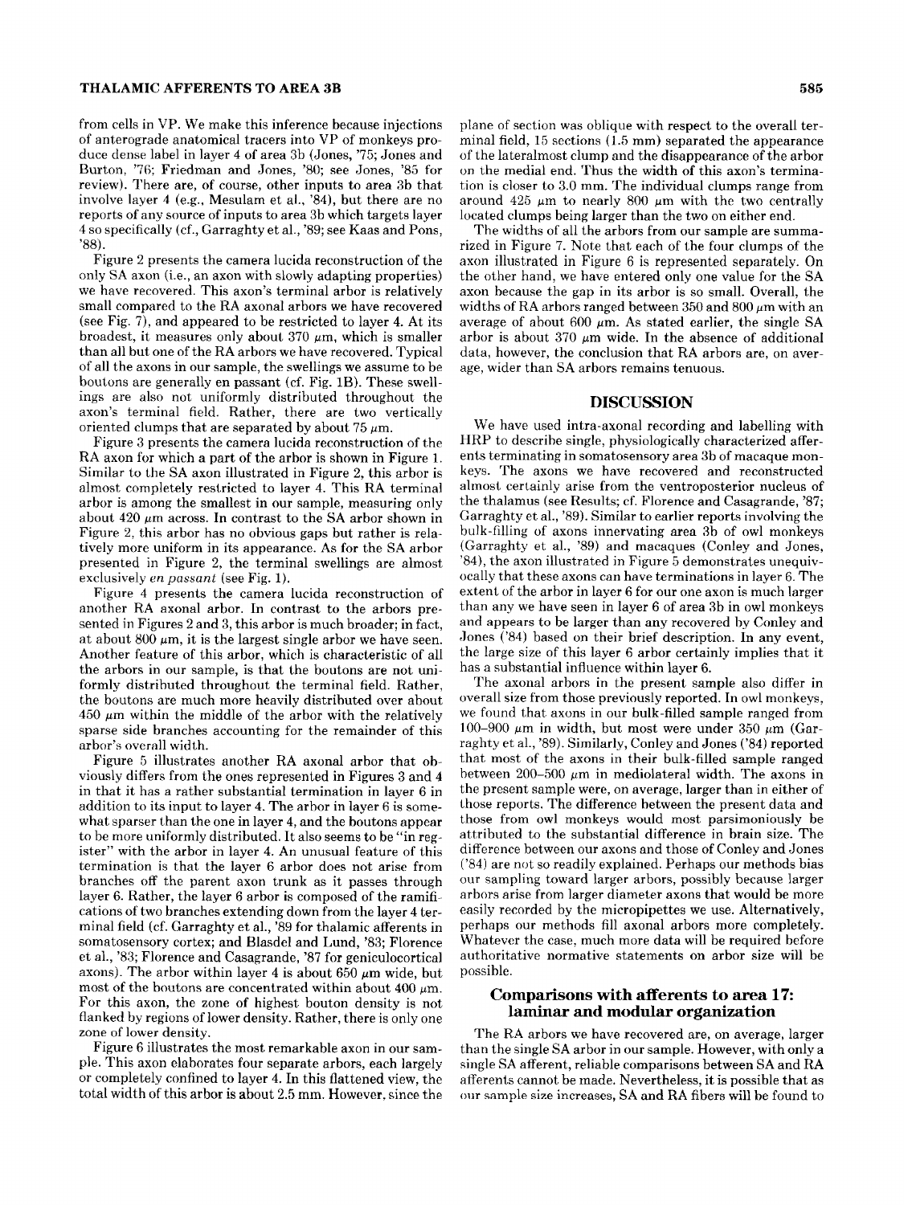from cells in VP. We make this inference because injections of anterograde anatomical tracers into VP of monkeys produce dense label in layer 4 of area 3b (Jones, '75; Jones and Burton, '76; Friedman and Jones, '80; see Jones, '85 for review). There are, of course, other inputs to area 3b that involve layer 4 (e.g., Mesulam et al., '84), but there are no reports of any source of inputs to area 3b which targets layer 4 so specifically (cf., Garraghty et al., '89; see Kaas and Pons, '88).

Figure 2 presents the camera lucida reconstruction of the only SA axon (i.e., an axon with slowly adapting properties) we have recovered. This axon's terminal arbor is relatively small compared to the RA axonal arbors we have recovered (see Fig. 7), and appeared to be restricted to layer 4. At its broadest, it measures only about 370 μm, which is smaller than all but one of the RA arbors we have recovered. Typical of all the axons in our sample, the swellings we assume to be boutons are generally en passant (cf. Fig. 1B). These swellings are also not uniformly distributed throughout the axon's terminal field. Rather, there are two vertically oriented clumps that are separated by about 75 μm.

Figure 3 presents the camera lucida reconstruction of the RA axon for which a part of the arbor is shown in Figure 1. Similar to the SA axon illustrated in Figure 2, this arbor is almost completely restricted to layer 4. This RA terminal arbor is among the smallest in our sample, measuring only about 420 μm across. In contrast to the SA arbor shown in Figure 2, this arbor has no obvious gaps but rather is relatively more uniform in its appearance. As for the SA arbor presented in Figure 2, the terminal swellings are almost exclusively *en passant* (see Fig. 1).

Figure 4 presents the camera lucida reconstruction of another RA axonal arbor. In contrast to the arbors presented in Figures 2 and 3, this arbor is much broader; in fact, at about 800 μm, it is the largest single arbor we have seen. Another feature of this arbor, which is characteristic of all the arbors in our sample, is that the boutons are not uniformly distributed throughout the terminal field. Rather, the boutons are much more heavily distributed over about 450 μm within the middle of the arbor with the relatively sparse side branches accounting for the remainder of this arbor's overall width.

Figure 5 illustrates another RA axonal arbor that obviously differs from the ones represented in Figures 3 and 4 in that it has a rather substantial termination in layer 6 in addition to its input to layer 4. The arbor in layer 6 is somewhat sparser than the one in layer 4, and the boutons appear to be more uniformly distributed. It also seems to be "in register" with the arbor in layer 4. An unusual feature of this termination is that the layer 6 arbor does not arise from branches off the parent axon trunk as it passes through layer 6. Rather, the layer 6 arbor is composed of the ramifications of two branches extending down from the layer 4 terminal field (cf. Garraghty et al., '89 for thalamic afferents in somatosensory cortex; and Blasdel and Lund, '83; Florence et al., '83; Florence and Casagrande, '87 for geniculocortical axons). The arbor within layer 4 is about 650 μm wide, but most of the boutons are concentrated within about 400 μm. For this axon, the zone of highest bouton density is not flanked by regions of lower density. Rather, there is only one zone of lower density.

Figure 6 illustrates the most remarkable axon in our sample. This axon elaborates four separate arbors, each largely or completely confined to layer 4. In this flattened view, the total width of this arbor is about 2.5 mm. However, since the plane of section was oblique with respect to the overall terminal field, 15 sections (1.5 mm) separated the appearance of the lateralmost clump and the disappearance of the arbor on the medial end. Thus the width of this axon's termination is closer to 3.0 mm. The individual clumps range from around 425 μm to nearly 800 μm with the two centrally located clumps being larger than the two on either end.

The widths of all the arbors from our sample are summarized in Figure 7. Note that each of the four clumps of the axon illustrated in Figure 6 is represented separately. On the other hand, we have entered only one value for the SA axon because the gap in its arbor is so small. Overall, the widths of RA arbors ranged between 350 and 800 μm with an average of about 600 μm. As stated earlier, the single SA arbor is about 370 μm wide. In the absence of additional data, however, the conclusion that RA arbors are, on average, wider than SA arbors remains tenuous.

## DISCUSSION

We have used intra-axonal recording and labelling with HRP to describe single, physiologically characterized afferents terminating in somatosensory area 3b of macaque monkeys. The axons we have recovered and reconstructed almost certainly arise from the ventroposterior nucleus of the thalamus (see Results; cf. Florence and Casagrande, '87; Garraghty et al., '89). Similar to earlier reports involving the bulk-filling of axons innervating area 3b of owl monkeys (Garraghty et al., '89) and macaques (Conley and Jones, '84), the axon illustrated in Figure 5 demonstrates unequivocally that these axons can have terminations in layer 6. The extent of the arbor in layer 6 for our one axon is much larger than any we have seen in layer 6 of area 3b in owl monkeys and appears to be larger than any recovered by Conley and Jones ('84) based on their brief description. In any event, the large size of this layer 6 arbor certainly implies that it has a substantial influence within layer 6.

The axonal arbors in the present sample also differ in overall size from those previously reported. In owl monkeys, we found that axons in our bulk-filled sample ranged from 100–900 μm in width, but most were under 350 μm (Garraghty et al., '89). Similarly, Conley and Jones ('84) reported that most of the axons in their bulk-filled sample ranged between 200–500 μm in mediolateral width. The axons in the present sample were, on average, larger than in either of those reports. The difference between the present data and those from owl monkeys would most parsimoniously be attributed to the substantial difference in brain size. The difference between our axons and those of Conley and Jones ('84) are not so readily explained. Perhaps our methods bias our sampling toward larger arbors, possibly because larger arbors arise from larger diameter axons that would be more easily recorded by the micropipettes we use. Alternatively, perhaps our methods fill axonal arbors more completely. Whatever the case, much more data will be required before authoritative normative statements on arbor size will be possible.

### Comparisons with afferents to area 17: laminar and modular organization

The RA arbors we have recovered are, on average, larger than the single SA arbor in our sample. However, with only a single SA afferent, reliable comparisons between SA and RA afferents cannot be made. Nevertheless, it is possible that as our sample size increases, SA and RA fibers will be found to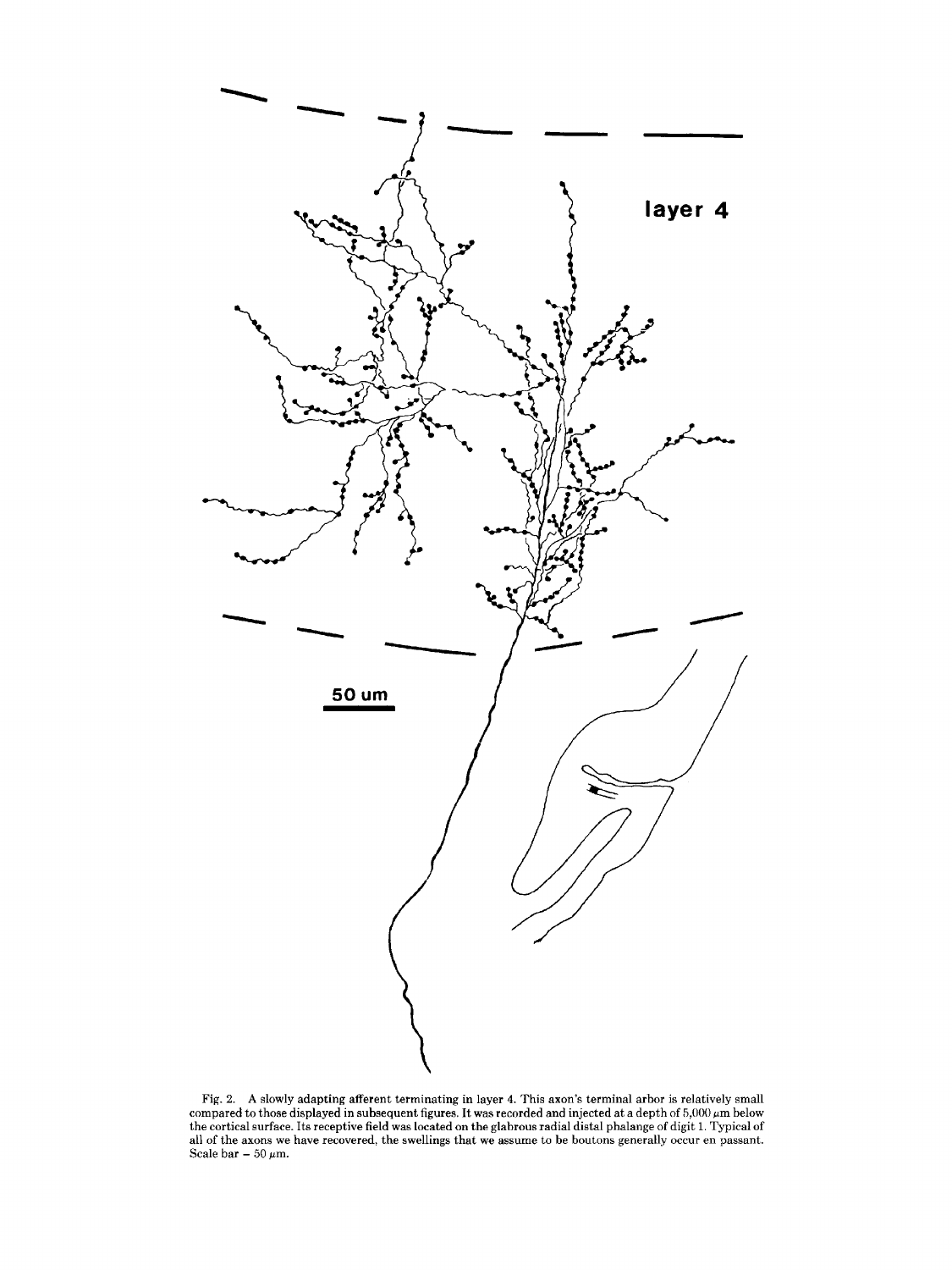Fig. 2. A slowly adapting afferent terminating in layer 4. This axon's terminal arbor is relatively small compared to those displayed in subsequent figures. It was recorded and injected at a depth of 5,000 $\mu$m below the cortical surface. Its receptive field was located on the glabrous radial distal phalange of digit 1. Typical of all of the axons we have recovered, the swellings that we assume to be boutons generally occur en passant. Scale bar – 50 $\mu$m.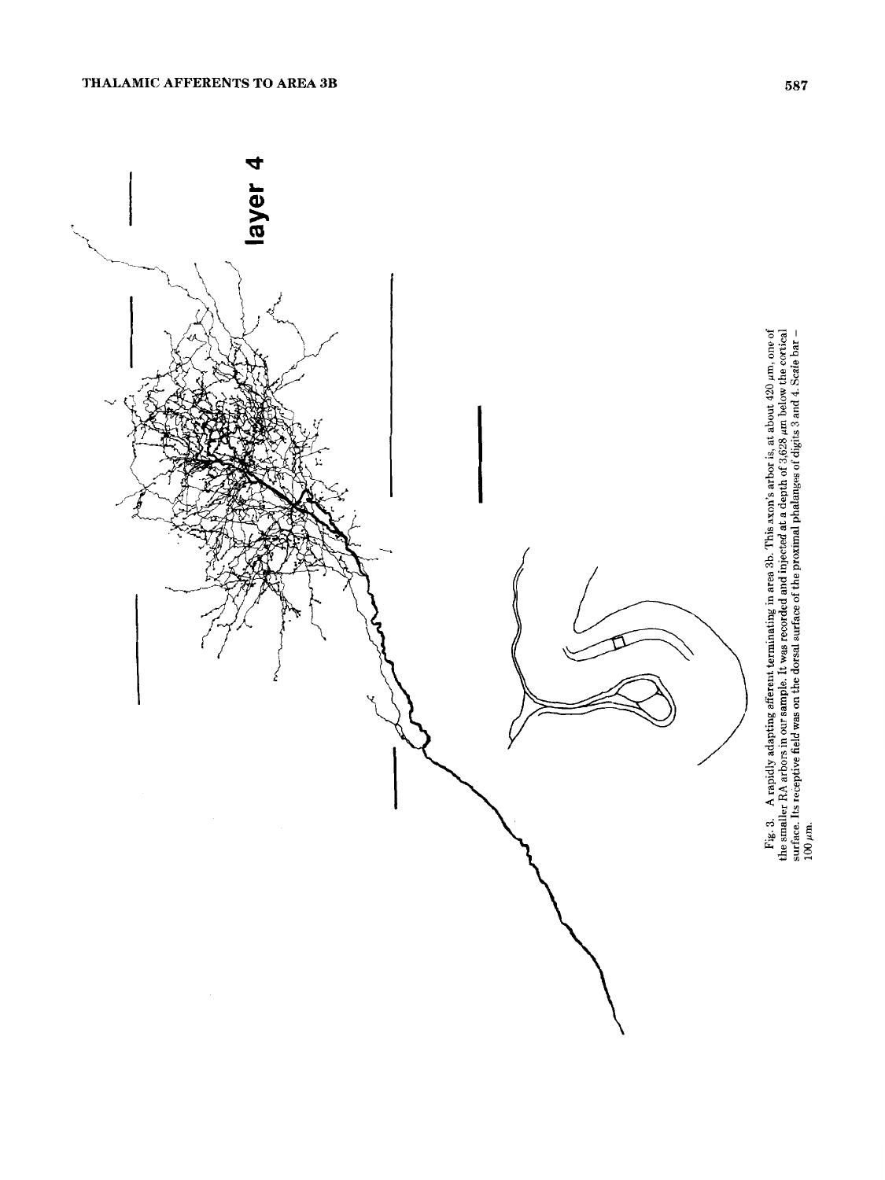Fig. 3. A rapidly adapting afferent terminating in area 3b. This axon's arbor is, at about 420 μm, one of the smaller RA arbors in our sample. It was recorded and injected at a depth of 3,628 μm below the cortical surface. Its receptive field was on the dorsal surface of the proximal phalanges of digits 3 and 4. Scale bar = 100 μm.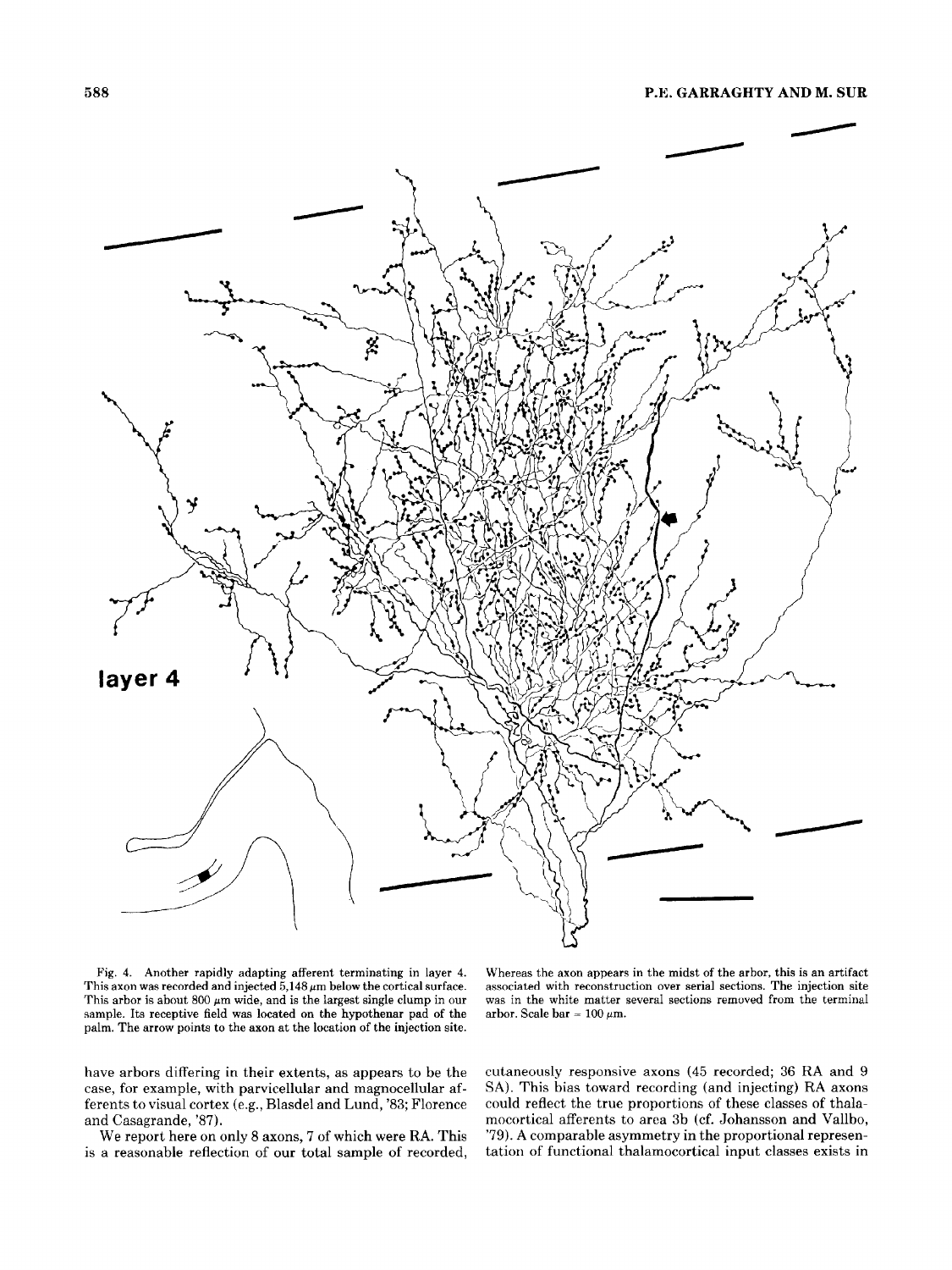layer 4

Fig. 4. Another rapidly adapting afferent terminating in layer 4. This axon was recorded and injected 5,148 μm below the cortical surface. This arbor is about 800 μm wide, and is the largest single clump in our sample. Its receptive field was located on the hypothenar pad of the palm. The arrow points to the axon at the location of the injection site. Whereas the axon appears in the midst of the arbor, this is an artifact associated with reconstruction over serial sections. The injection site was in the white matter several sections removed from the terminal arbor. Scale bar = 100 μm.

have arbors differing in their extents, as appears to be the case, for example, with parvicellular and magnocellular afferents to visual cortex (e.g., Blasdel and Lund, '83; Florence and Casagrande, '87).

We report here on only 8 axons, 7 of which were RA. This is a reasonable reflection of our total sample of recorded, cutaneously responsive axons (45 recorded; 36 RA and 9 SA). This bias toward recording (and injecting) RA axons could reflect the true proportions of these classes of thalamocortical afferents to area 3b (cf. Johansson and Vallbo, '79). A comparable asymmetry in the proportional representation of functional thalamocortical input classes exists in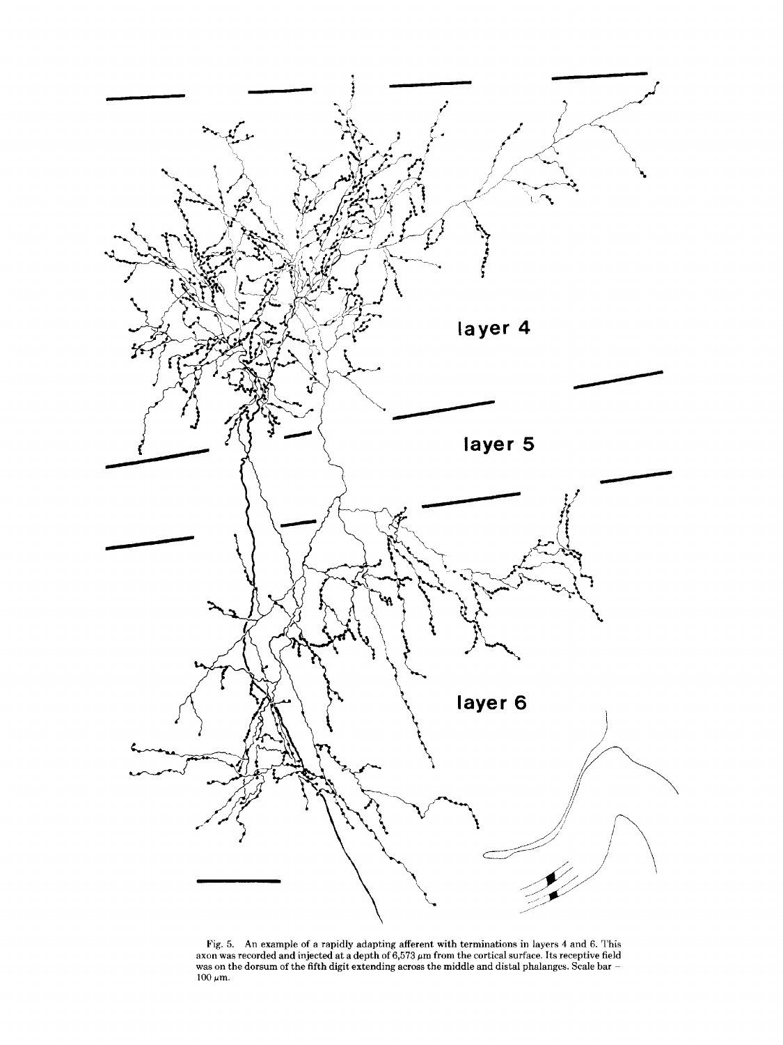Fig. 5. An example of a rapidly adapting afferent with terminations in layers 4 and 6. This axon was recorded and injected at a depth of 6,573 μm from the cortical surface. Its receptive field was on the dorsum of the fifth digit extending across the middle and distal phalanges. Scale bar – 100 μm.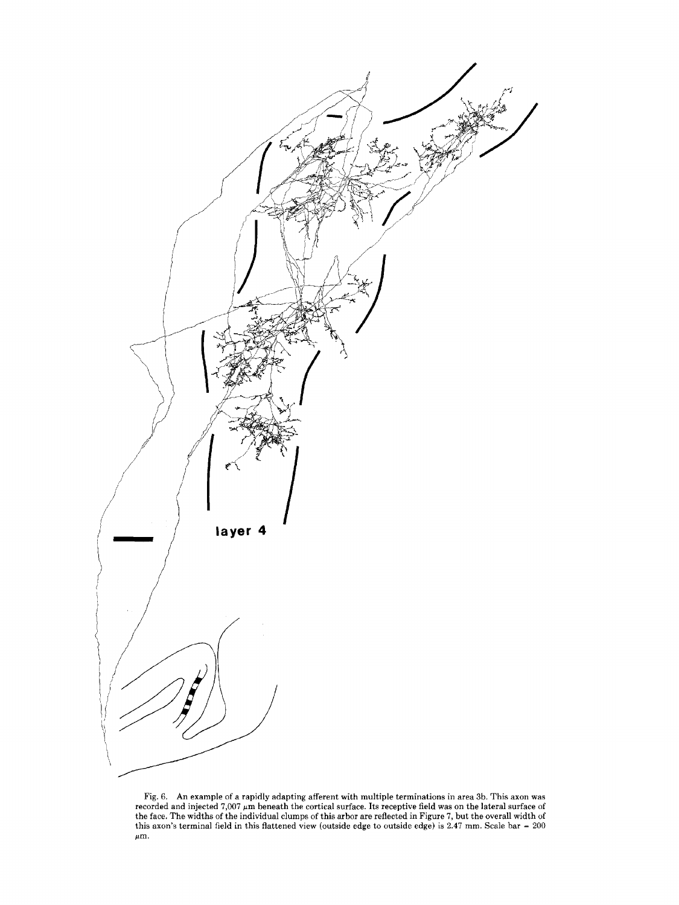layer 4

Fig. 6. An example of a rapidly adapting afferent with multiple terminations in area 3b. This axon was recorded and injected 7,007 μm beneath the cortical surface. Its receptive field was on the lateral surface of the face. The widths of the individual clumps of this arbor are reflected in Figure 7, but the overall width of this axon's terminal field in this flattened view (outside edge to outside edge) is 2.47 mm. Scale bar = 200 μm.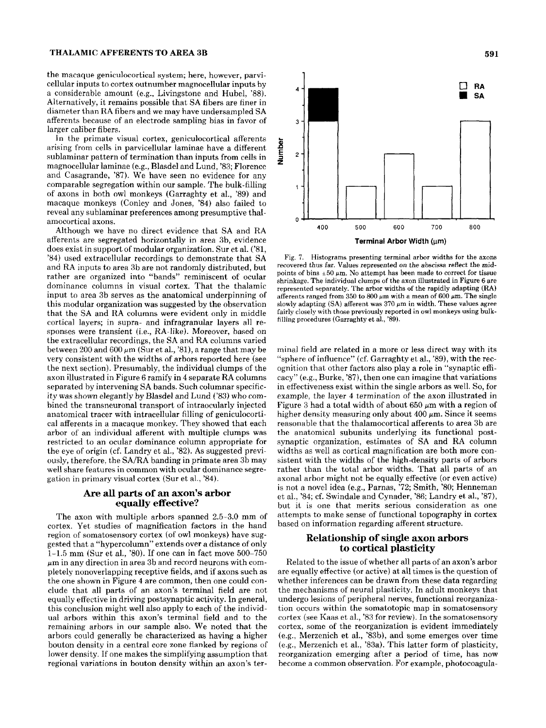the macaque geniculocortical system; here, however, parvicellular inputs to cortex outnumber magnocellular inputs by a considerable amount (e.g., Livingstone and Hubel, '88). Alternatively, it remains possible that SA fibers are finer in diameter than RA fibers and we may have undersampled SA afferents because of an electrode sampling bias in favor of larger caliber fibers.

In the primate visual cortex, geniculocortical afferents arising from cells in parvicellular laminae have a different sublaminar pattern of termination than inputs from cells in magnocellular laminae (e.g., Blasdel and Lund, '83; Florence and Casagrande, '87). We have seen no evidence for any comparable segregation within our sample. The bulk-filling of axons in both owl monkeys (Garraghty et al., '89) and macaque monkeys (Conley and Jones, '84) also failed to reveal any sublaminar preferences among presumptive thalamocortical axons.

Although we have no direct evidence that SA and RA afferents are segregated horizontally in area 3b, evidence does exist in support of modular organization. Sur et al. ('81, '84) used extracellular recordings to demonstrate that SA and RA inputs to area 3b are not randomly distributed, but rather are organized into "bands" reminiscent of ocular dominance columns in visual cortex. That the thalamic input to area 3b serves as the anatomical underpinning of this modular organization was suggested by the observation that the SA and RA columns were evident only in middle cortical layers; in supra- and infragranular layers all responses were transient (i.e., RA-like). Moreover, based on the extracellular recordings, the SA and RA columns varied between 200 and 600 μm (Sur et al., '81), a range that may be very consistent with the widths of arbors reported here (see the next section). Presumably, the individual clumps of the axon illustrated in Figure 6 ramify in 4 separate RA columns separated by intervening SA bands. Such columnar specificity was shown elegantly by Blasdel and Lund ('83) who combined the transneuronal transport of intraocularly injected anatomical tracer with intracellular filling of geniculocortical afferents in a macaque monkey. They showed that each arbor of an individual afferent with multiple clumps was restricted to an ocular dominance column appropriate for the eye of origin (cf. Landry et al., '82). As suggested previously, therefore, the SA/RA banding in primate area 3b may well share features in common with ocular dominance segregation in primary visual cortex (Sur et al., '84).

## Are all parts of an axon's arbor equally effective?

The axon with multiple arbors spanned 2.5–3.0 mm of cortex. Yet studies of magnification factors in the hand region of somatosensory cortex (of owl monkeys) have suggested that a "hypercolumn" extends over a distance of only 1–1.5 mm (Sur et al., '80). If one can in fact move 500–750 μm in any direction in area 3b and record neurons with completely nonoverlapping receptive fields, and if axons such as the one shown in Figure 4 are common, then one could conclude that all parts of an axon's terminal field are not equally effective in driving postsynaptic activity. In general, this conclusion might well also apply to each of the individual arbors within this axon's terminal field and to the remaining arbors in our sample also. We noted that the arbors could generally be characterized as having a higher bouton density in a central core zone flanked by regions of lower density. If one makes the simplifying assumption that regional variations in bouton density within an axon's terminal field are related in a more or less direct way with its "sphere of influence" (cf. Garraghty et al., '89), with the recognition that other factors also play a role in "synaptic efficacy" (e.g., Burke, '87), then one can imagine that variations in effectiveness exist within the single arbors as well. So, for example, the layer 4 termination of the axon illustrated in Figure 3 had a total width of about 650 μm with a region of higher density measuring only about 400 μm. Since it seems reasonable that the thalamocortical afferents to area 3b are the anatomical subunits underlying its functional postsynaptic organization, estimates of SA and RA column widths as well as cortical magnification are both more consistent with the widths of the high-density parts of arbors rather than the total arbor widths. That all parts of an axonal arbor might not be equally effective (or even active) is not a novel idea (e.g., Parnas, '72; Smith, '80; Henneman et al., '84; cf. Swindale and Cynader, '86; Landry et al., '87), but it is one that merits serious consideration as one attempts to make sense of functional topography in cortex based on information regarding afferent structure.

Fig. 7. Histograms presenting terminal arbor widths for the axons recovered thus far. Values represented on the abscissa reflect the midpoints of bins ±50 μm. No attempt has been made to correct for tissue shrinkage. The individual clumps of the axon illustrated in Figure 6 are represented separately. The arbor widths of the rapidly adapting (RA) afferents ranged from 350 to 800 μm with a mean of 600 μm. The single slowly adapting (SA) afferent was 370 μm in width. These values agree fairly closely with those previously reported in owl monkeys using bulk-filling procedures (Garraghty et al., '89).

## Relationship of single axon arbors to cortical plasticity

Related to the issue of whether all parts of an axon's arbor are equally effective (or active) at all times is the question of whether inferences can be drawn from these data regarding the mechanisms of neural plasticity. In adult monkeys that undergo lesions of peripheral nerves, functional reorganization occurs within the somatotopic map in somatosensory cortex (see Kaas et al., '83 for review). In the somatosensory cortex, some of the reorganization is evident immediately (e.g., Merzenich et al., '83b), and some emerges over time (e.g., Merzenich et al., '83a). This latter form of plasticity, reorganization emerging after a period of time, has now become a common observation. For example, photocoagula-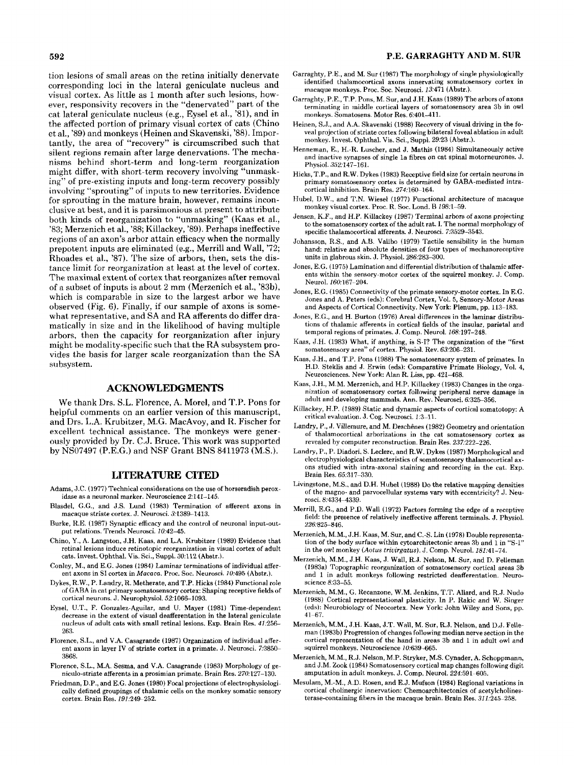tion lesions of small areas on the retina initially denervate corresponding loci in the lateral geniculate nucleus and visual cortex. As little as 1 month after such lesions, however, responsivity recovers in the "denervated" part of the cat lateral geniculate nucleus (e.g., Eysel et al., '81), and in the affected portion of primary visual cortex of cats (Chino et al., '89) and monkeys (Heinen and Skavenski, '88). Importantly, the area of "recovery" is circumscribed such that silent regions remain after large denervations. The mechanisms behind short-term and long-term reorganization might differ, with short-term recovery involving "unmasking" of pre-existing inputs and long-term recovery possibly involving "sprouting" of inputs to new territories. Evidence for sprouting in the mature brain, however, remains inconclusive at best, and it is parsimonious at present to attribute both kinds of reorganization to "unmasking" (Kaas et al., '83; Merzenich et al., '88; Killackey, '89). Perhaps ineffective regions of an axon's arbor attain efficacy when the normally prepotent inputs are eliminated (e.g., Merrill and Wall, '72; Rhoades et al., '87). The size of arbors, then, sets the distance limit for reorganization at least at the level of cortex. The maximal extent of cortex that reorganizes after removal of a subset of inputs is about 2 mm (Merzenich et al., '83b), which is comparable in size to the largest arbor we have observed (Fig. 6). Finally, if our sample of axons is somewhat representative, and SA and RA afferents do differ dramatically in size and in the likelihood of having multiple arbors, then the capacity for reorganization after injury might be modality-specific such that the RA subsystem provides the basis for larger scale reorganization than the SA subsystem.

## ACKNOWLEDGMENTS

We thank Drs. S.L. Florence, A. Morel, and T.P. Pons for helpful comments on an earlier version of this manuscript, and Drs. L.A. Krubitzer, M.G. MacAvoy, and R. Fischer for excellent technical assistance. The monkeys were generously provided by Dr. C.J. Bruce. This work was supported by NS07497 (P.E.G.) and NSF Grant BNS 8411973 (M.S.).

## LITERATURE CITED

Adams, J.C. (1977) Technical considerations on the use of horseradish peroxidase as a neuronal marker. Neuroscience *2*:141–145.

Blasdel, G.G., and J.S. Lund (1983) Termination of afferent axons in macaque striate cortex. J. Neurosci. *3*:1389–1413.

Burke, R.E. (1987) Synaptic efficacy and the control of neuronal input-output relations. Trends Neurosci. *10*:42–45.

Chino, Y., A. Langston, J.H. Kaas, and L.A. Krubitzer (1989) Evidence that retinal lesions induce retinotopic reorganization in visual cortex of adult cats. Invest. Ophthal. Vis. Sci., Suppl. *30*:112 (Abstr.).

Conley, M., and E.G. Jones (1984) Laminar terminations of individual afferent axons in SI cortex in *Macaca*. Proc. Soc. Neurosci. *10*:495 (Abstr.).

Dykes, R.W., P. Landry, R. Metherate, and T.P. Hicks (1984) Functional role of GABA in cat primary somatosensory cortex: Shaping receptive fields of cortical neurons. J. Neurophysiol. *52*:1066–1093.

Eysel, U.T., F. Gonzalez-Aguilar, and U. Mayer (1981) Time-dependent decrease in the extent of visual deafferentation in the lateral geniculate nucleus of adult cats with small retinal lesions. Exp. Brain Res. *41*:256–263.

Florence, S.L., and V.A. Casagrande (1987) Organization of individual afferent axons in layer IV of striate cortex in a primate. J. Neurosci. *7*:3850–3868.

Florence, S.L., M.A. Sesma, and V.A. Casagrande (1983) Morphology of geniculo-striate afferents in a prosimian primate. Brain Res. *270*:127–130.

Friedman, D.P., and E.G. Jones (1980) Focal projections of electrophysiologically defined groupings of thalamic cells on the monkey somatic sensory cortex. Brain Res. *191*:249–252.

Garraghty, P.E., and M. Sur (1987) The morphology of single physiologically identified thalamocortical axons innervating somatosensory cortex in macaque monkeys. Proc. Soc. Neurosci. *13*:471 (Abstr.).

Garraghty, P.E., T.P. Pons, M. Sur, and J.H. Kaas (1989) The arbors of axons terminating in middle cortical layers of somatosensory area 3b in owl monkeys. Somatosens. Motor Res. *6*:401–411.

Heinen, S.J., and A.A. Skavenski (1988) Recovery of visual driving in the foveal projection of striate cortex following bilateral foveal ablation in adult monkey. Invest. Ophthal. Vis. Sci., Suppl. *29*:23 (Abstr.).

Henneman, E., H.-R. Luscher, and J. Mathis (1984) Simultaneously active and inactive synapses of single Ia fibres on cat spinal motorneurones. J. Physiol. *352*:147–161.

Hicks, T.P., and R.W. Dykes (1983) Receptive field size for certain neurons in primary somatosensory cortex is determined by GABA-mediated intracortical inhibition. Brain Res. *274*:160–164.

Hubel, D.W., and T.N. Wiesel (1977) Functional architecture of macaque monkey visual cortex. Proc. R. Soc. Lond. B *198*:1–59.

Jensen, K.F., and H.P. Killackey (1987) Terminal arbors of axons projecting to the somatosensory cortex of the adult rat. I. The normal morphology of specific thalamocortical afferents. J. Neurosci. *7*:3529–3543.

Johansson, R.S., and A.B. Vallbo (1979) Tactile sensibility in the human hand: relative and absolute densities of four types of mechanoreceptive units in glabrous skin. J. Physiol. *286*:283–300.

Jones, E.G. (1975) Lamination and differential distribution of thalamic afferents within the sensory-motor cortex of the squirrel monkey. J. Comp. Neurol. *160*:167–204.

Jones, E.G. (1985) Connectivity of the primate sensory-motor cortex. In E.G. Jones and A. Peters (eds): Cerebral Cortex, Vol. 5, Sensory-Motor Areas and Aspects of Cortical Connectivity. New York: Plenum, pp. 113–183.

Jones, E.G., and H. Burton (1976) Areal differences in the laminar distributions of thalamic afferents in cortical fields of the insular, parietal and temporal regions of primates. J. Comp. Neurol. *168*:197–248.

Kaas, J.H. (1983) What, if anything, is S-I? The organization of the "first somatosensory area" of cortex. Physiol. Rev. *63*:206–231.

Kaas, J.H., and T.P. Pons (1988) The somatosensory system of primates. In H.D. Steklis and J. Erwin (eds): Comparative Primate Biology, Vol. 4, Neurosciences. New York: Alan R. Liss, pp. 421–468.

Kaas, J.H., M.M. Merzenich, and H.P. Killackey (1983) Changes in the organization of somatosensory cortex following peripheral nerve damage in adult and developing mammals. Ann. Rev. Neurosci. *6*:325–356.

Killackey, H.P. (1989) Static and dynamic aspects of cortical somatotopy: A critical evaluation. J. Cog. Neurosci. *1*:3–11.

Landry, P., J. Villemure, and M. Deschênes (1982) Geometry and orientation of thalamocortical arborizations in the cat somatosensory cortex as revealed by computer reconstruction. Brain Res. *237*:222–226.

Landry, P., P. Diadori, S. Leclerc, and R.W. Dykes (1987) Morphological and electrophysiological characteristics of somatosensory thalamocortical axons studied with intra-axonal staining and recording in the cat. Exp. Brain Res. *65*:317–330.

Livingstone, M.S., and D.H. Hubel (1988) Do the relative mapping densities of the magno- and parvocellular systems vary with eccentricity? J. Neurosci. *8*:4334–4339.

Merrill, E.G., and P.D. Wall (1972) Factors forming the edge of a receptive field: the presence of relatively ineffective afferent terminals. J. Physiol. *226*:825–846.

Merzenich, M.M., J.H. Kaas, M. Sur, and C.-S. Lin (1978) Double representation of the body surface within cytoarchitectonic areas 3b and 1 in "S-I" in the owl monkey (*Aotus trivirgatus*). J. Comp. Neurol. *181*:41–74.

Merzenich, M.M., J.H. Kaas, J. Wall, R.J. Nelson, M. Sur, and D. Felleman (1983a) Topographic reorganization of somatosensory cortical areas 3b and 1 in adult monkeys following restricted deafferentation. Neuroscience *8*:33–55.

Merzenich, M.M., G. Recanzone, W.M. Jenkins, T.T. Allard, and R.J. Nudo (1988) Cortical representational plasticity. In P. Rakic and W. Singer (eds): Neurobiology of Neocortex. New York: John Wiley and Sons, pp. 41–67.

Merzenich, M.M., J.H. Kaas, J.T. Wall, M. Sur, R.J. Nelson, and D.J. Felleman (1983b) Progression of changes following median nerve section in the cortical representation of the hand in areas 3b and 1 in adult owl and squirrel monkeys. Neuroscience *10*:639–665.

Merzenich, M.M., R.J. Nelson, M.P. Stryker, M.S. Cynader, A. Schoppmann, and J.M. Zook (1984) Somatosensory cortical map changes following digit amputation in adult monkeys. J. Comp. Neurol. *224*:591–605.

Mesulam, M.-M., A.D. Rosen, and E.J. Mufson (1984) Regional variations in cortical cholinergic innervation: Chemoarchitectonics of acetylcholinesterase-containing fibers in the macaque brain. Brain Res. *311*:245–258.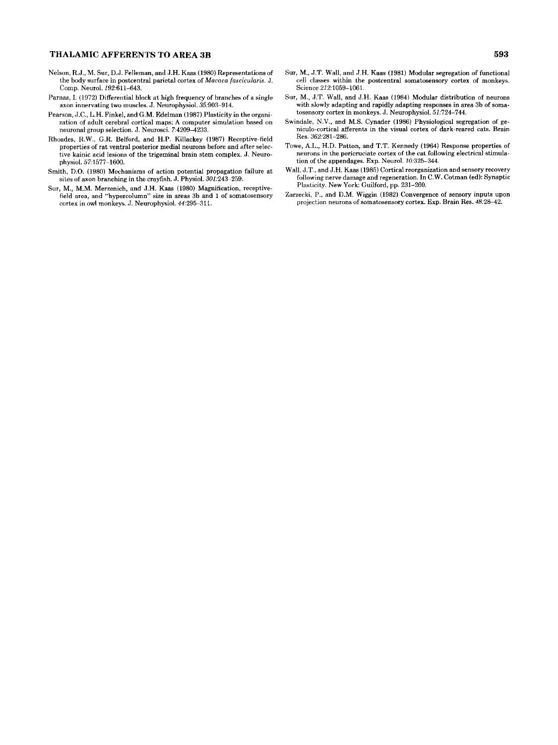Nelson, R.J., M. Sur, D.J. Felleman, and J.H. Kaas (1980) Representations of the body surface in postcentral parietal cortex of *Macaca fascicularis*. J. Comp. Neurol. *192*:611–643.

Parnas, I. (1972) Differential block at high frequency of branches of a single axon innervating two muscles. J. Neurophysiol. *35*:903–914.

Pearson, J.C., L.H. Finkel, and G.M. Edelman (1987) Plasticity in the organization of adult cerebral cortical maps: A computer simulation based on neuronal group selection. J. Neurosci. *7*:4209–4233.

Rhoades, R.W., G.R. Belford, and H.P. Killackey (1987) Receptive-field properties of rat ventral posterior medial neurons before and after selective kainic acid lesions of the trigeminal brain stem complex. J. Neurophysiol. *57*:1577–1600.

Smith, D.O. (1980) Mechanisms of action potential propagation failure at sites of axon branching in the crayfish. J. Physiol. *301*:243–259.

Sur, M., M.M. Merzenich, and J.H. Kaas (1980) Magnification, receptive-field area, and "hypercolumn" size in areas 3b and 1 of somatosensory cortex in owl monkeys. J. Neurophysiol. *44*:295–311.

Sur, M., J.T. Wall, and J.H. Kaas (1981) Modular segregation of functional cell classes within the postcentral somatosensory cortex of monkeys. Science *212*:1059–1061.

Sur, M., J.T. Wall, and J.H. Kaas (1984) Modular distribution of neurons with slowly adapting and rapidly adapting responses in area 3b of somatosensory cortex in monkeys. J. Neurophysiol. *51*:724–744.

Swindale, N.V., and M.S. Cynader (1986) Physiological segregation of geniculo-cortical afferents in the visual cortex of dark-reared cats. Brain Res. *362*:281–286.

Towe, A.L., H.D. Patton, and T.T. Kennedy (1964) Response properties of neurons in the pericruciate cortex of the cat following electrical stimulation of the appendages. Exp. Neurol. *10*:325–344.

Wall, J.T., and J.H. Kaas (1985) Cortical reorganization and sensory recovery following nerve damage and regeneration. In C.W. Cotman (ed): Synaptic Plasticity. New York: Guilford, pp. 231–260.

Zarzecki, P., and D.M. Wiggin (1982) Convergence of sensory inputs upon projection neurons of somatosensory cortex. Exp. Brain Res. *48*:28–42.